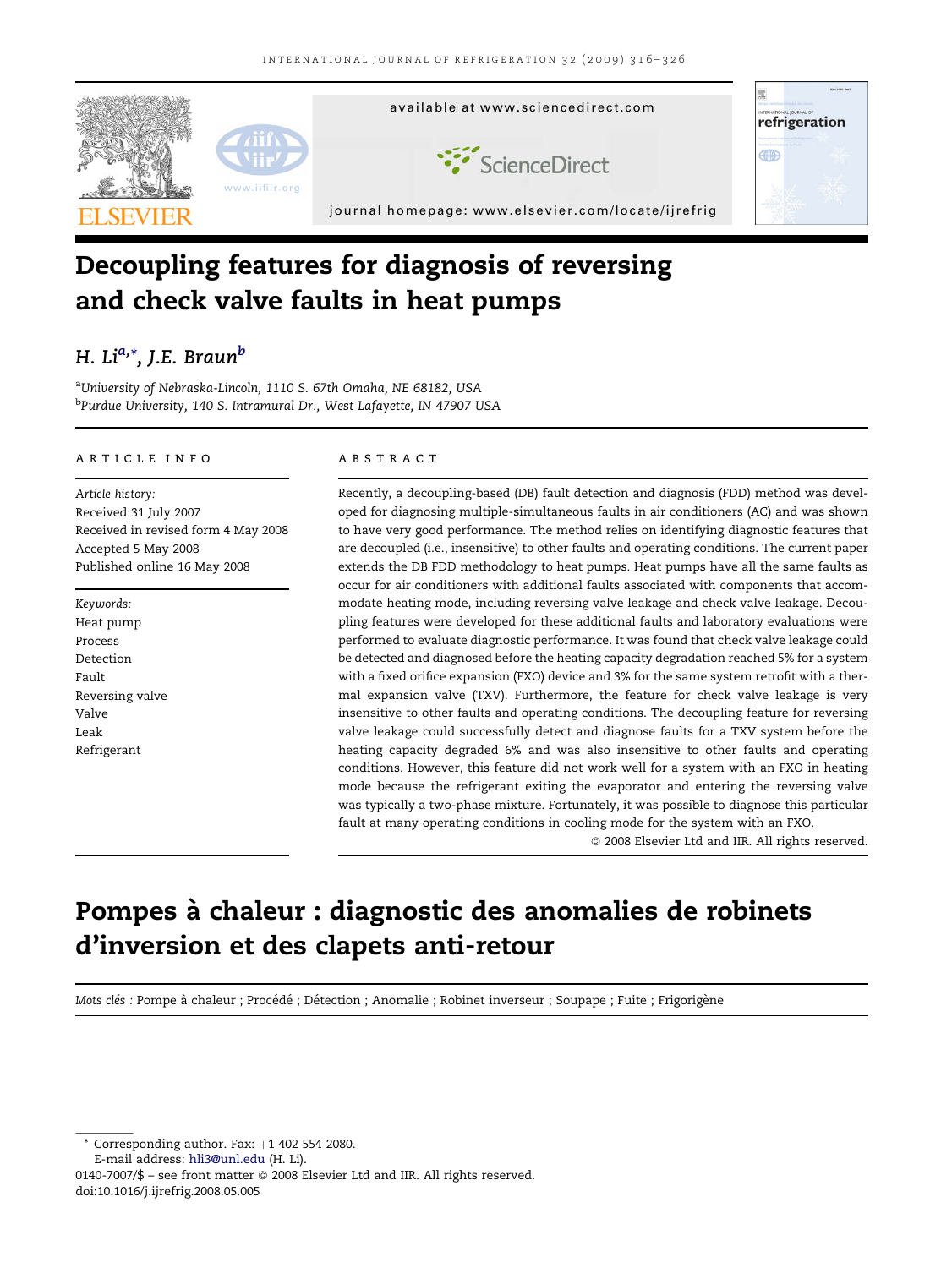# Decoupling features for diagnosis of reversing and check valve faults in heat pumps

H. Li[a,*], J.E. Braun[b]

[a] University of Nebraska-Lincoln, 1110 S. 67th Omaha, NE 68182, USA
[b] Purdue University, 140 S. Intramural Dr., West Lafayette, IN 47907 USA

## ARTICLE INFO

*Article history:*
Received 31 July 2007
Received in revised form 4 May 2008
Accepted 5 May 2008
Published online 16 May 2008

*Keywords:*
Heat pump
Process
Detection
Fault
Reversing valve
Valve
Leak
Refrigerant

## ABSTRACT

Recently, a decoupling-based (DB) fault detection and diagnosis (FDD) method was developed for diagnosing multiple-simultaneous faults in air conditioners (AC) and was shown to have very good performance. The method relies on identifying diagnostic features that are decoupled (i.e., insensitive) to other faults and operating conditions. The current paper extends the DB FDD methodology to heat pumps. Heat pumps have all the same faults as occur for air conditioners with additional faults associated with components that accommodate heating mode, including reversing valve leakage and check valve leakage. Decoupling features were developed for these additional faults and laboratory evaluations were performed to evaluate diagnostic performance. It was found that check valve leakage could be detected and diagnosed before the heating capacity degradation reached 5% for a system with a fixed orifice expansion (FXO) device and 3% for the same system retrofit with a thermal expansion valve (TXV). Furthermore, the feature for check valve leakage is very insensitive to other faults and operating conditions. The decoupling feature for reversing valve leakage could successfully detect and diagnose faults for a TXV system before the heating capacity degraded 6% and was also insensitive to other faults and operating conditions. However, this feature did not work well for a system with an FXO in heating mode because the refrigerant exiting the evaporator and entering the reversing valve was typically a two-phase mixture. Fortunately, it was possible to diagnose this particular fault at many operating conditions in cooling mode for the system with an FXO.

© 2008 Elsevier Ltd and IIR. All rights reserved.

# Pompes à chaleur : diagnostic des anomalies de robinets d’inversion et des clapets anti-retour

*Mots clés :* Pompe à chaleur ; Procédé ; Détection ; Anomalie ; Robinet inverseur ; Soupape ; Fuite ; Frigorigène

---

\* Corresponding author. Fax: +1 402 554 2080.
E-mail address: hli3@unl.edu (H. Li).
0140-7007/$ – see front matter © 2008 Elsevier Ltd and IIR. All rights reserved.
doi:10.1016/j.ijrefrig.2008.05.005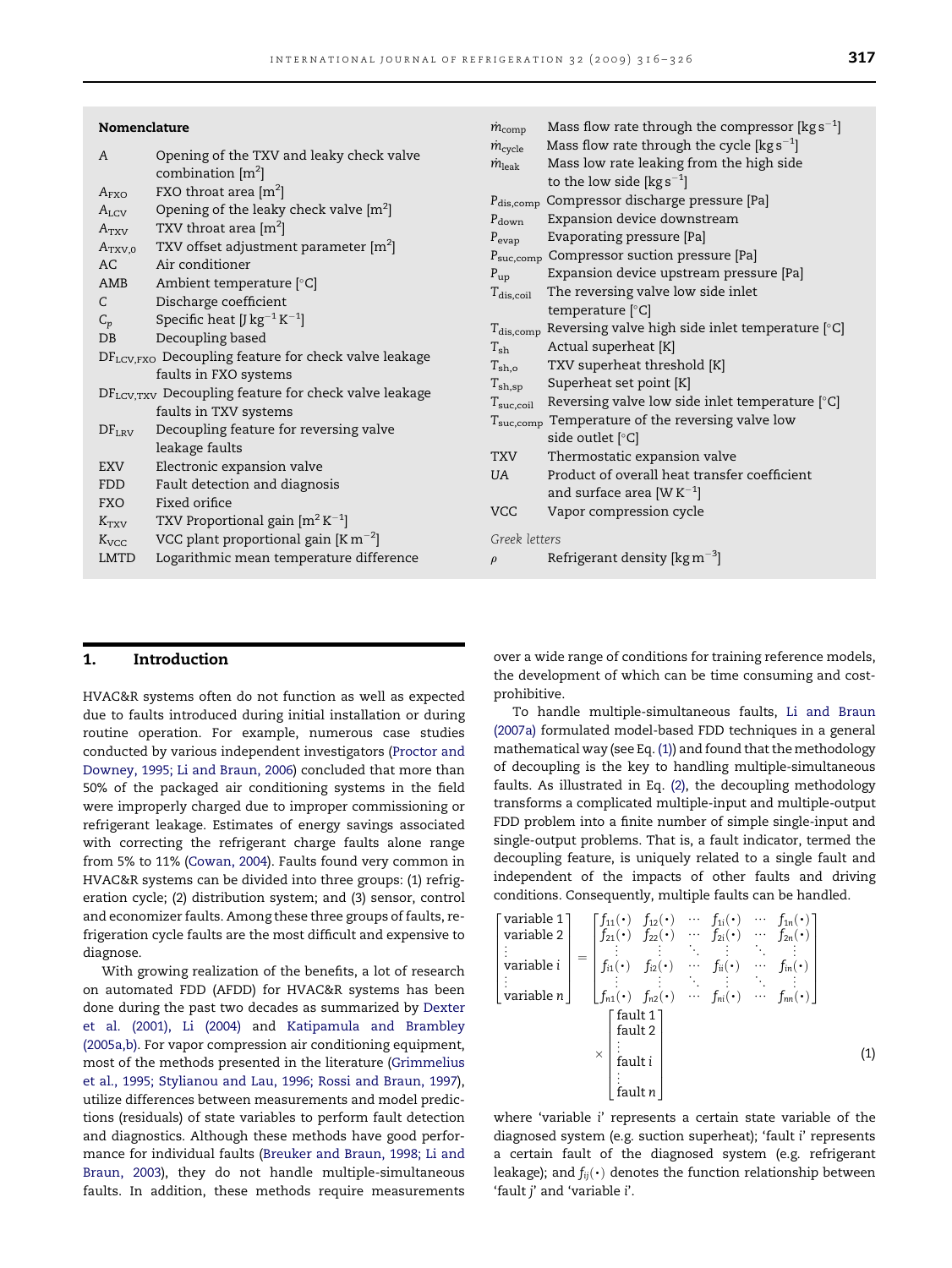**Nomenclature**

| | |
|---|---|
| A | Opening of the TXV and leaky check valve combination [m$^2$] |
| $A_{FXO}$ | FXO throat area [m$^2$] |
| $A_{LCV}$ | Opening of the leaky check valve [m$^2$] |
| $A_{TXV}$ | TXV throat area [m$^2$] |
| $A_{TXV,0}$ | TXV offset adjustment parameter [m$^2$] |
| AC | Air conditioner |
| AMB | Ambient temperature [°C] |
| C | Discharge coefficient |
| $C_p$ | Specific heat [J kg$^{-1}$ K$^{-1}$] |
| DB | Decoupling based |
| $DF_{LCV,FXO}$ | Decoupling feature for check valve leakage faults in FXO systems |
| $DF_{LCV,TXV}$ | Decoupling feature for check valve leakage faults in TXV systems |
| $DF_{LRV}$ | Decoupling feature for reversing valve leakage faults |
| EXV | Electronic expansion valve |
| FDD | Fault detection and diagnosis |
| FXO | Fixed orifice |
| $K_{TXV}$ | TXV Proportional gain [m$^2$ K$^{-1}$] |
| $K_{VCC}$ | VCC plant proportional gain [K m$^{-2}$] |
| LMTD | Logarithmic mean temperature difference |
| $\dot{m}_{comp}$ | Mass flow rate through the compressor [kg s$^{-1}$] |
| $\dot{m}_{cycle}$ | Mass flow rate through the cycle [kg s$^{-1}$] |
| $\dot{m}_{leak}$ | Mass low rate leaking from the high side to the low side [kg s$^{-1}$] |
| $P_{dis,comp}$ | Compressor discharge pressure [Pa] |
| $P_{down}$ | Expansion device downstream |
| $P_{evap}$ | Evaporating pressure [Pa] |
| $P_{suc,comp}$ | Compressor suction pressure [Pa] |
| $P_{up}$ | Expansion device upstream pressure [Pa] |
| $T_{dis,coil}$ | The reversing valve low side inlet temperature [°C] |
| $T_{dis,comp}$ | Reversing valve high side inlet temperature [°C] |
| $T_{sh}$ | Actual superheat [K] |
| $T_{sh,o}$ | TXV superheat threshold [K] |
| $T_{sh,sp}$ | Superheat set point [K] |
| $T_{suc,coil}$ | Reversing valve low side inlet temperature [°C] |
| $T_{suc,comp}$ | Temperature of the reversing valve low side outlet [°C] |
| TXV | Thermostatic expansion valve |
| UA | Product of overall heat transfer coefficient and surface area [W K$^{-1}$] |
| VCC | Vapor compression cycle |

*Greek letters*

| | |
|---|---|
| $\rho$ | Refrigerant density [kg m$^{-3}$] |

## 1. Introduction

HVAC&R systems often do not function as well as expected due to faults introduced during initial installation or during routine operation. For example, numerous case studies conducted by various independent investigators (Proctor and Downey, 1995; Li and Braun, 2006) concluded that more than 50% of the packaged air conditioning systems in the field were improperly charged due to improper commissioning or refrigerant leakage. Estimates of energy savings associated with correcting the refrigerant charge faults alone range from 5% to 11% (Cowan, 2004). Faults found very common in HVAC&R systems can be divided into three groups: (1) refrigeration cycle; (2) distribution system; and (3) sensor, control and economizer faults. Among these three groups of faults, refrigeration cycle faults are the most difficult and expensive to diagnose.

With growing realization of the benefits, a lot of research on automated FDD (AFDD) for HVAC&R systems has been done during the past two decades as summarized by Dexter et al. (2001), Li (2004) and Katipamula and Brambley (2005a,b). For vapor compression air conditioning equipment, most of the methods presented in the literature (Grimmelius et al., 1995; Stylianou and Lau, 1996; Rossi and Braun, 1997), utilize differences between measurements and model predictions (residuals) of state variables to perform fault detection and diagnostics. Although these methods have good performance for individual faults (Breuker and Braun, 1998; Li and Braun, 2003), they do not handle multiple-simultaneous faults. In addition, these methods require measurements over a wide range of conditions for training reference models, the development of which can be time consuming and cost-prohibitive.

To handle multiple-simultaneous faults, Li and Braun (2007a) formulated model-based FDD techniques in a general mathematical way (see Eq. (1)) and found that the methodology of decoupling is the key to handling multiple-simultaneous faults. As illustrated in Eq. (2), the decoupling methodology transforms a complicated multiple-input and multiple-output FDD problem into a finite number of simple single-input and single-output problems. That is, a fault indicator, termed the decoupling feature, is uniquely related to a single fault and independent of the impacts of other faults and driving conditions. Consequently, multiple faults can be handled.

$$
\begin{bmatrix} \text{variable } 1 \\ \text{variable } 2 \\ \vdots \\ \text{variable } i \\ \vdots \\ \text{variable } n \end{bmatrix} = \begin{bmatrix} f_{11}(\cdot) & f_{12}(\cdot) & \cdots & f_{1i}(\cdot) & \cdots & f_{1n}(\cdot) \\ f_{21}(\cdot) & f_{22}(\cdot) & \cdots & f_{2i}(\cdot) & \cdots & f_{2n}(\cdot) \\ \vdots & \vdots & \ddots & \vdots & \ddots & \vdots \\ f_{i1}(\cdot) & f_{i2}(\cdot) & \cdots & f_{ii}(\cdot) & \cdots & f_{in}(\cdot) \\ \vdots & \vdots & \ddots & \vdots & \ddots & \vdots \\ f_{n1}(\cdot) & f_{n2}(\cdot) & \cdots & f_{ni}(\cdot) & \cdots & f_{nn}(\cdot) \end{bmatrix} \times \begin{bmatrix} \text{fault } 1 \\ \text{fault } 2 \\ \vdots \\ \text{fault } i \\ \vdots \\ \text{fault } n \end{bmatrix} \tag{1}
$$

where 'variable i' represents a certain state variable of the diagnosed system (e.g. suction superheat); 'fault i' represents a certain fault of the diagnosed system (e.g. refrigerant leakage); and $f_{ij}(\cdot)$ denotes the function relationship between 'fault j' and 'variable i'.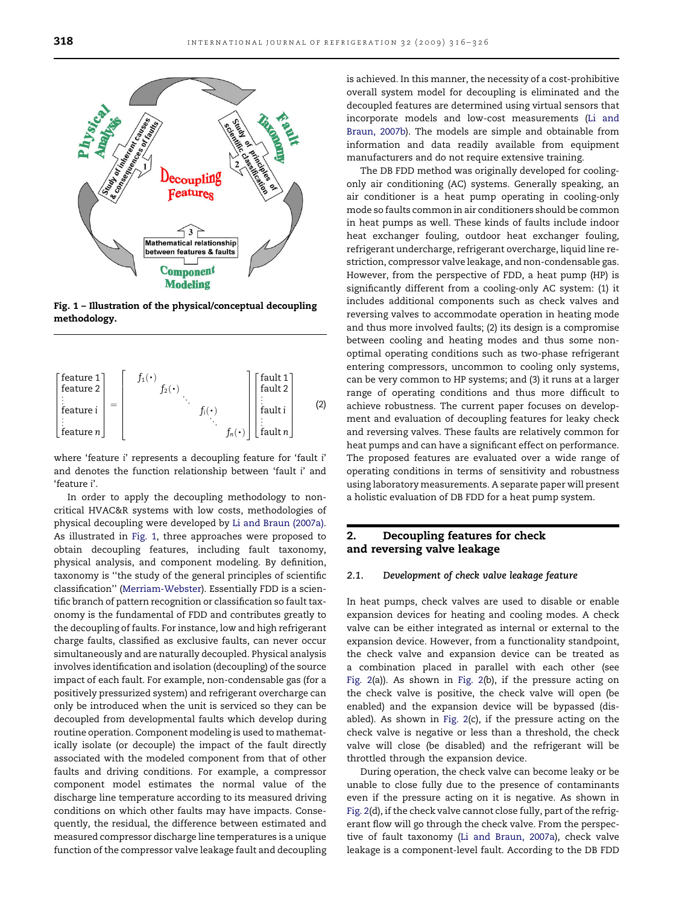Physical Analysis

Study of inherent causes & consequences of faults

1

Fault Taxonomy

Study of principles of scientific classification

2

Decoupling Features

3

Mathematical relationship between features & faults

Component Modeling

**Fig. 1 – Illustration of the physical/conceptual decoupling methodology.**

$$\begin{bmatrix} \text{feature } 1 \\ \text{feature } 2 \\ \vdots \\ \text{feature } i \\ \vdots \\ \text{feature } n \end{bmatrix} = \begin{bmatrix} f_1(\cdot) & & & & \\ & f_2(\cdot) & & & \\ & & \ddots & & \\ & & & f_i(\cdot) & \\ & & & & \ddots \\ & & & & & f_n(\cdot) \end{bmatrix} \begin{bmatrix} \text{fault } 1 \\ \text{fault } 2 \\ \vdots \\ \text{fault } i \\ \vdots \\ \text{fault } n \end{bmatrix} \tag{2}$$

where 'feature i' represents a decoupling feature for 'fault i' and denotes the function relationship between 'fault i' and 'feature i'.

In order to apply the decoupling methodology to non-critical HVAC&R systems with low costs, methodologies of physical decoupling were developed by Li and Braun (2007a). As illustrated in Fig. 1, three approaches were proposed to obtain decoupling features, including fault taxonomy, physical analysis, and component modeling. By definition, taxonomy is "the study of the general principles of scientific classification" (Merriam-Webster). Essentially FDD is a scientific branch of pattern recognition or classification so fault taxonomy is the fundamental of FDD and contributes greatly to the decoupling of faults. For instance, low and high refrigerant charge faults, classified as exclusive faults, can never occur simultaneously and are naturally decoupled. Physical analysis involves identification and isolation (decoupling) of the source impact of each fault. For example, non-condensable gas (for a positively pressurized system) and refrigerant overcharge can only be introduced when the unit is serviced so they can be decoupled from developmental faults which develop during routine operation. Component modeling is used to mathematically isolate (or decouple) the impact of the fault directly associated with the modeled component from that of other faults and driving conditions. For example, a compressor component model estimates the normal value of the discharge line temperature according to its measured driving conditions on which other faults may have impacts. Consequently, the residual, the difference between estimated and measured compressor discharge line temperatures is a unique function of the compressor valve leakage fault and decoupling is achieved. In this manner, the necessity of a cost-prohibitive overall system model for decoupling is eliminated and the decoupled features are determined using virtual sensors that incorporate models and low-cost measurements (Li and Braun, 2007b). The models are simple and obtainable from information and data readily available from equipment manufacturers and do not require extensive training.

The DB FDD method was originally developed for cooling-only air conditioning (AC) systems. Generally speaking, an air conditioner is a heat pump operating in cooling-only mode so faults common in air conditioners should be common in heat pumps as well. These kinds of faults include indoor heat exchanger fouling, outdoor heat exchanger fouling, refrigerant undercharge, refrigerant overcharge, liquid line restriction, compressor valve leakage, and non-condensable gas. However, from the perspective of FDD, a heat pump (HP) is significantly different from a cooling-only AC system: (1) it includes additional components such as check valves and reversing valves to accommodate operation in heating mode and thus more involved faults; (2) its design is a compromise between cooling and heating modes and thus some non-optimal operating conditions such as two-phase refrigerant entering compressors, uncommon to cooling only systems, can be very common to HP systems; and (3) it runs at a larger range of operating conditions and thus more difficult to achieve robustness. The current paper focuses on development and evaluation of decoupling features for leaky check and reversing valves. These faults are relatively common for heat pumps and can have a significant effect on performance. The proposed features are evaluated over a wide range of operating conditions in terms of sensitivity and robustness using laboratory measurements. A separate paper will present a holistic evaluation of DB FDD for a heat pump system.

## 2. Decoupling features for check and reversing valve leakage

### 2.1. Development of check valve leakage feature

In heat pumps, check valves are used to disable or enable expansion devices for heating and cooling modes. A check valve can be either integrated as internal or external to the expansion device. However, from a functionality standpoint, the check valve and expansion device can be treated as a combination placed in parallel with each other (see Fig. 2(a)). As shown in Fig. 2(b), if the pressure acting on the check valve is positive, the check valve will open (be enabled) and the expansion device will be bypassed (disabled). As shown in Fig. 2(c), if the pressure acting on the check valve is negative or less than a threshold, the check valve will close (be disabled) and the refrigerant will be throttled through the expansion device.

During operation, the check valve can become leaky or be unable to close fully due to the presence of contaminants even if the pressure acting on it is negative. As shown in Fig. 2(d), if the check valve cannot close fully, part of the refrigerant flow will go through the check valve. From the perspective of fault taxonomy (Li and Braun, 2007a), check valve leakage is a component-level fault. According to the DB FDD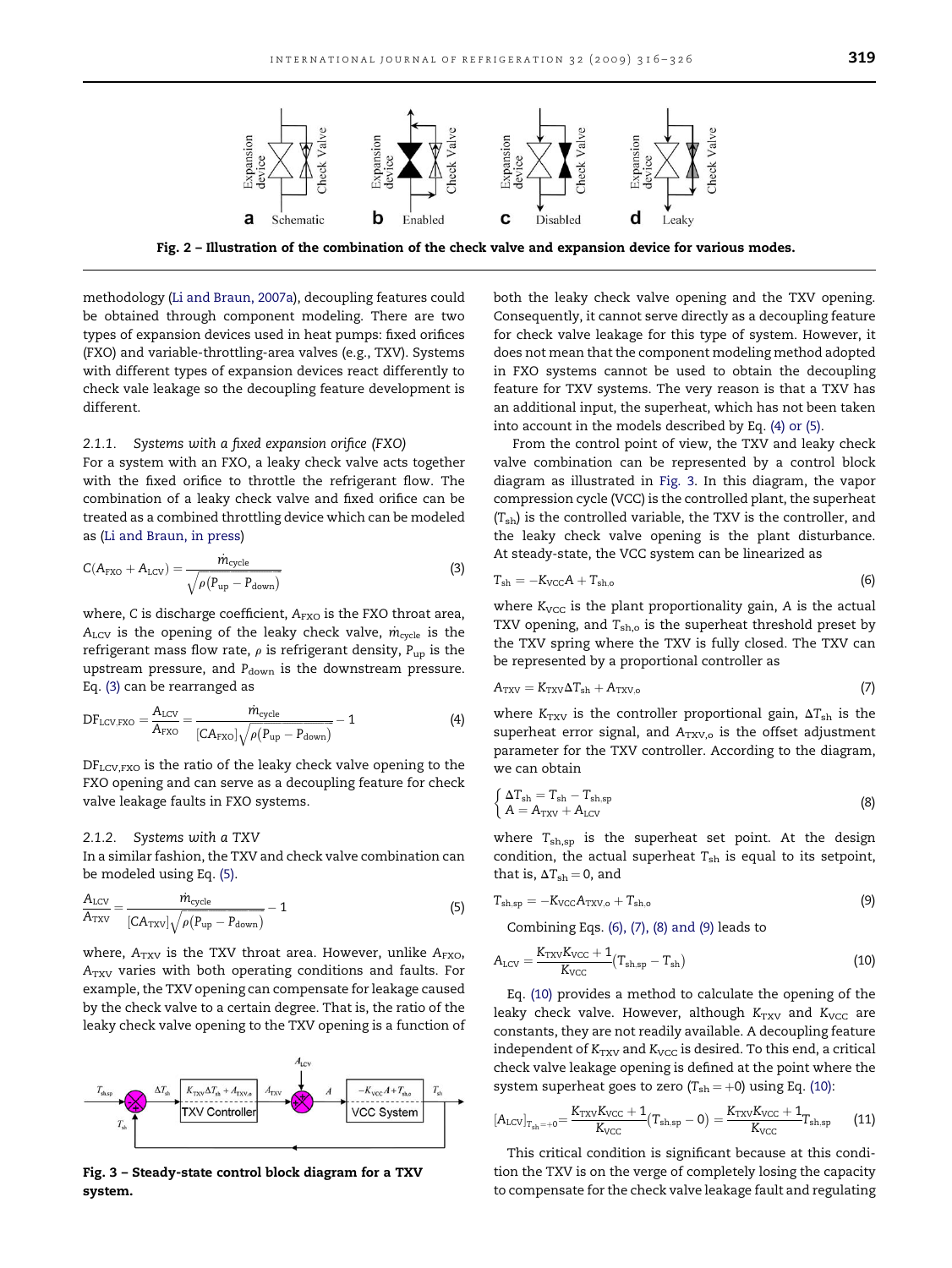Fig. 2 – Illustration of the combination of the check valve and expansion device for various modes.

methodology (Li and Braun, 2007a), decoupling features could be obtained through component modeling. There are two types of expansion devices used in heat pumps: fixed orifices (FXO) and variable-throttling-area valves (e.g., TXV). Systems with different types of expansion devices react differently to check vale leakage so the decoupling feature development is different.

### 2.1.1. *Systems with a fixed expansion orifice (FXO)*

For a system with an FXO, a leaky check valve acts together with the fixed orifice to throttle the refrigerant flow. The combination of a leaky check valve and fixed orifice can be treated as a combined throttling device which can be modeled as (Li and Braun, in press)

$$C(A_{FXO} + A_{LCV}) = \frac{\dot{m}_{cycle}}{\sqrt{\rho(P_{up} - P_{down})}} \tag{3}$$

where, $C$ is discharge coefficient, $A_{FXO}$ is the FXO throat area, $A_{LCV}$ is the opening of the leaky check valve, $\dot{m}_{cycle}$ is the refrigerant mass flow rate, $\rho$ is refrigerant density, $P_{up}$ is the upstream pressure, $P_{down}$ is the downstream pressure. Eq. (3) can be rearranged as

$$DF_{LCV,FXO} = \frac{A_{LCV}}{A_{FXO}} = \frac{\dot{m}_{cycle}}{[CA_{FXO}]\sqrt{\rho(P_{up} - P_{down})}} - 1 \tag{4}$$

$DF_{LCV,FXO}$ is the ratio of the leaky check valve opening to the FXO opening and can serve as a decoupling feature for check valve leakage faults in FXO systems.

### 2.1.2. *Systems with a TXV*

In a similar fashion, the TXV and check valve combination can be modeled using Eq. (5).

$$\frac{A_{LCV}}{A_{TXV}} = \frac{\dot{m}_{cycle}}{[CA_{TXV}]\sqrt{\rho(P_{up} - P_{down})}} - 1 \tag{5}$$

where, $A_{TXV}$ is the TXV throat area. However, unlike $A_{FXO}$, $A_{TXV}$ varies with both operating conditions and faults. For example, the TXV opening can compensate for leakage caused by the check valve to a certain degree. That is, the ratio of the leaky check valve opening to the TXV opening is a function of both the leaky check valve opening and the TXV opening. Consequently, it cannot serve directly as a decoupling feature for check valve leakage for this type of system. However, it does not mean that the component modeling method adopted in FXO systems cannot be used to obtain the decoupling feature for TXV systems. The very reason is that a TXV has an additional input, the superheat, which has not been taken into account in the models described by Eq. (4) or (5).

From the control point of view, the TXV and leaky check valve combination can be represented by a control block diagram as illustrated in Fig. 3. In this diagram, the vapor compression cycle (VCC) is the controlled plant, the superheat ($T_{sh}$) is the controlled variable, the TXV is the controller, and the leaky check valve opening is the plant disturbance. At steady-state, the VCC system can be linearized as

$$T_{sh} = -K_{VCC}A + T_{sh,o} \tag{6}$$

where $K_{VCC}$ is the plant proportionality gain, $A$ is the actual TXV opening, and $T_{sh,o}$ is the superheat threshold preset by the TXV spring where the TXV is fully closed. The TXV can be represented by a proportional controller as

$$A_{TXV} = K_{TXV}\Delta T_{sh} + A_{TXV,o} \tag{7}$$

where $K_{TXV}$ is the controller proportional gain, $\Delta T_{sh}$ is the superheat error signal, and $A_{TXV,o}$ is the offset adjustment parameter for the TXV controller. According to the diagram, we can obtain

$$\begin{cases} \Delta T_{sh} = T_{sh} - T_{sh,sp} \\ A = A_{TXV} + A_{LCV} \end{cases} \tag{8}$$

where $T_{sh,sp}$ is the superheat set point. At the design condition, the actual superheat $T_{sh}$ is equal to its setpoint, that is, $\Delta T_{sh} = 0$, and

$$T_{sh,sp} = -K_{VCC}A_{TXV,o} + T_{sh,o} \tag{9}$$

Combining Eqs. (6), (7), (8) and (9) leads to

$$A_{LCV} = \frac{K_{TXV}K_{VCC} + 1}{K_{VCC}}(T_{sh,sp} - T_{sh}) \tag{10}$$

Eq. (10) provides a method to calculate the opening of the leaky check valve. However, although $K_{TXV}$ and $K_{VCC}$ are constants, they are not readily available. A decoupling feature independent of $K_{TXV}$ and $K_{VCC}$ is desired. To this end, a critical check valve leakage opening is defined at the point where the system superheat goes to zero ($T_{sh} = +0$) using Eq. (10):

$$[A_{LCV}]_{T_{sh}=+0} = \frac{K_{TXV}K_{VCC} + 1}{K_{VCC}}(T_{sh,sp} - 0) = \frac{K_{TXV}K_{VCC} + 1}{K_{VCC}}T_{sh,sp} \tag{11}$$

This critical condition is significant because at this condition the TXV is on the verge of completely losing the capacity to compensate for the check valve leakage fault and regulating

Fig. 3 – Steady-state control block diagram for a TXV system.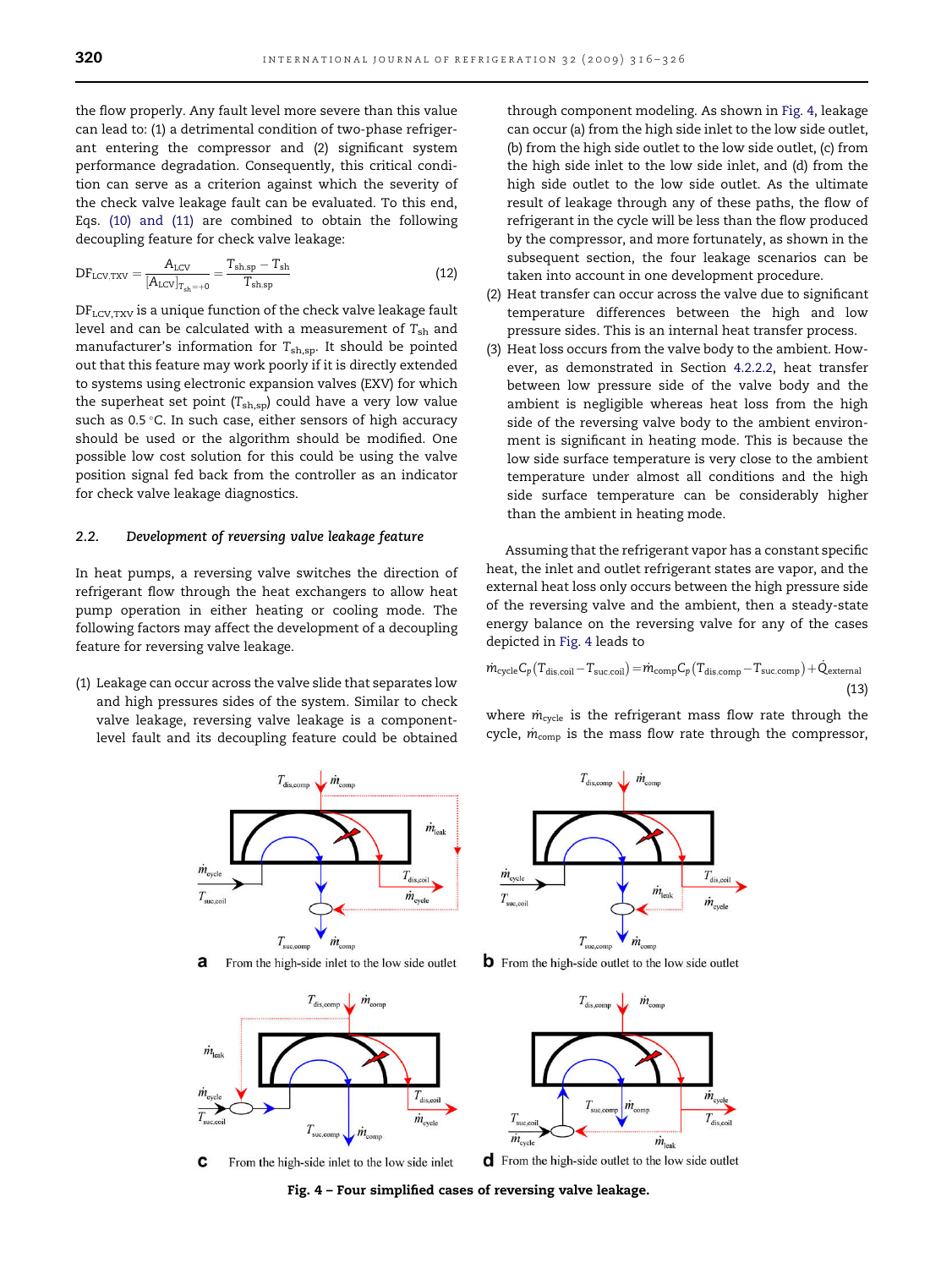the flow properly. Any fault level more severe than this value can lead to: (1) a detrimental condition of two-phase refrigerant entering the compressor and (2) significant system performance degradation. Consequently, this critical condition can serve as a criterion against which the severity of the check valve leakage fault can be evaluated. To this end, Eqs. (10) and (11) are combined to obtain the following decoupling feature for check valve leakage:

$$DF_{LCV,TXV} = \frac{A_{LCV}}{[A_{LCV}]_{T_{sh}=+0}} = \frac{T_{sh,sp} - T_{sh}}{T_{sh,sp}} \tag{12}$$

$DF_{LCV,TXV}$ is a unique function of the check valve leakage fault level and can be calculated with a measurement of $T_{sh}$ and manufacturer's information for $T_{sh,sp}$. It should be pointed out that this feature may work poorly if it is directly extended to systems using electronic expansion valves (EXV) for which the superheat set point ($T_{sh,sp}$) could have a very low value such as 0.5 °C. In such case, either sensors of high accuracy should be used or the algorithm should be modified. One possible low cost solution for this could be using the valve position signal fed back from the controller as an indicator for check valve leakage diagnostics.

### 2.2. *Development of reversing valve leakage feature*

In heat pumps, a reversing valve switches the direction of refrigerant flow through the heat exchangers to allow heat pump operation in either heating or cooling mode. The following factors may affect the development of a decoupling feature for reversing valve leakage.

(1) Leakage can occur across the valve slide that separates low and high pressures sides of the system. Similar to check valve leakage, reversing valve leakage is a component-level fault and its decoupling feature could be obtained through component modeling. As shown in Fig. 4, leakage can occur (a) from the high side inlet to the low side outlet, (b) from the high side outlet to the low side outlet, (c) from the high side inlet to the low side inlet, and (d) from the high side outlet to the low side outlet. As the ultimate result of leakage through any of these paths, the flow of refrigerant in the cycle will be less than the flow produced by the compressor, and more fortunately, as shown in the subsequent section, the four leakage scenarios can be taken into account in one development procedure.
(2) Heat transfer can occur across the valve due to significant temperature differences between the high and low pressure sides. This is an internal heat transfer process.
(3) Heat loss occurs from the valve body to the ambient. However, as demonstrated in Section 4.2.2.2, heat transfer between low pressure side of the valve body and the ambient is negligible whereas heat loss from the high side of the reversing valve body to the ambient environment is significant in heating mode. This is because the low side surface temperature is very close to the ambient temperature under almost all conditions and the high side surface temperature can be considerably higher than the ambient in heating mode.

Assuming that the refrigerant vapor has a constant specific heat, the inlet and outlet refrigerant states are vapor, and the external heat loss only occurs between the high pressure side of the reversing valve and the ambient, then a steady-state energy balance on the reversing valve for any of the cases depicted in Fig. 4 leads to

$$\dot{m}_{cycle} C_p (T_{dis,coil} - T_{suc,coil}) = \dot{m}_{comp} C_p (T_{dis,comp} - T_{suc,comp}) + \dot{Q}_{external} \tag{13}$$

where $\dot{m}_{cycle}$ is the refrigerant mass flow rate through the cycle, $\dot{m}_{comp}$ is the mass flow rate through the compressor,

**a** From the high-side inlet to the low side outlet

**b** From the high-side outlet to the low side outlet

**c** From the high-side inlet to the low side inlet

**d** From the high-side outlet to the low side outlet

**Fig. 4 – Four simplified cases of reversing valve leakage.**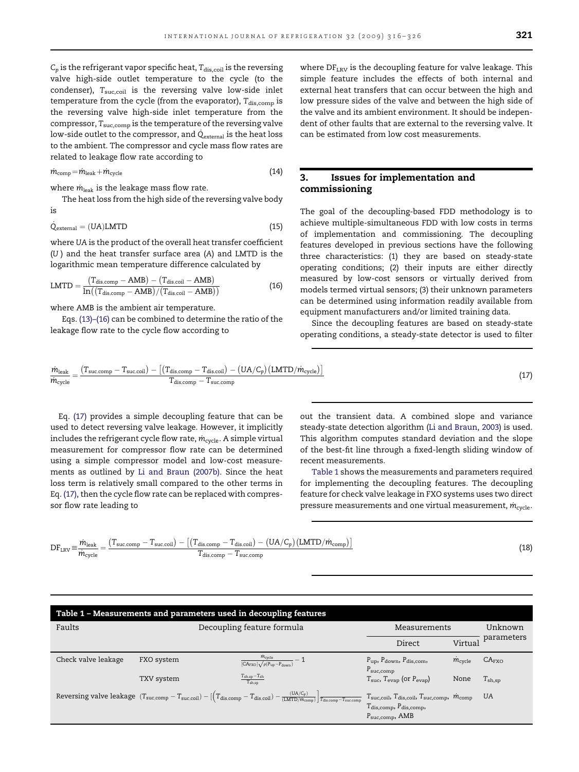$C_p$ is the refrigerant vapor specific heat, $T_{dis,coil}$ is the reversing valve high-side outlet temperature to the cycle (to the condenser), $T_{suc,coil}$ is the reversing valve low-side inlet temperature from the cycle (from the evaporator), $T_{dis,comp}$ is the reversing valve high-side inlet temperature from the compressor, $T_{suc,comp}$ is the temperature of the reversing valve low-side outlet to the compressor, and $\dot{Q}_{external}$ is the heat loss to the ambient. The compressor and cycle mass flow rates are related to leakage flow rate according to

$$\dot{m}_{comp} = \dot{m}_{leak} + \dot{m}_{cycle} \tag{14}$$

where $\dot{m}_{leak}$ is the leakage mass flow rate.

The heat loss from the high side of the reversing valve body is

$$\dot{Q}_{external} = (UA)\text{LMTD} \tag{15}$$

where $UA$ is the product of the overall heat transfer coefficient ($U$) and the heat transfer surface area ($A$) and LMTD is the logarithmic mean temperature difference calculated by

$$\text{LMTD} = \frac{(T_{dis,comp} - \text{AMB}) - (T_{dis,coil} - \text{AMB})}{\ln((T_{dis,comp} - \text{AMB})/(T_{dis,coil} - \text{AMB}))} \tag{16}$$

where AMB is the ambient air temperature.

Eqs. (13)–(16) can be combined to determine the ratio of the leakage flow rate to the cycle flow according to

$$\frac{\dot{m}_{leak}}{\dot{m}_{cycle}} = \frac{(T_{suc,comp} - T_{suc,coil}) - \left[(T_{dis,comp} - T_{dis,coil}) - (UA/C_p)(\text{LMTD}/\dot{m}_{cycle})\right]}{T_{dis,comp} - T_{suc,comp}} \tag{17}$$

Eq. (17) provides a simple decoupling feature that can be used to detect reversing valve leakage. However, it implicitly includes the refrigerant cycle flow rate, $\dot{m}_{cycle}$. A simple virtual measurement for compressor flow rate can be determined using a simple compressor model and low-cost measurements as outlined by Li and Braun (2007b). Since the heat loss term is relatively small compared to the other terms in Eq. (17), then the cycle flow rate can be replaced with compressor flow rate leading to

$$\text{DF}_{LRV} \equiv \frac{\dot{m}_{leak}}{\dot{m}_{cycle}} = \frac{(T_{suc,comp} - T_{suc,coil}) - \left[(T_{dis,comp} - T_{dis,coil}) - (UA/C_p)(\text{LMTD}/\dot{m}_{comp})\right]}{T_{dis,comp} - T_{suc,comp}} \tag{18}$$

where $\text{DF}_{LRV}$ is the decoupling feature for valve leakage. This simple feature includes the effects of both internal and external heat transfers that can occur between the high and low pressure sides of the valve and between the high side of the valve and its ambient environment. It should be independent of other faults that are external to the reversing valve. It can be estimated from low cost measurements.

## 3. Issues for implementation and commissioning

The goal of the decoupling-based FDD methodology is to achieve multiple-simultaneous FDD with low costs in terms of implementation and commissioning. The decoupling features developed in previous sections have the following three characteristics: (1) they are based on steady-state operating conditions; (2) their inputs are either directly measured by low-cost sensors or virtually derived from models termed virtual sensors; (3) their unknown parameters can be determined using information readily available from equipment manufacturers and/or limited training data.

Since the decoupling features are based on steady-state operating conditions, a steady-state detector is used to filter out the transient data. A combined slope and variance steady-state detection algorithm (Li and Braun, 2003) is used. This algorithm computes standard deviation and the slope of the best-fit line through a fixed-length sliding window of recent measurements.

Table 1 shows the measurements and parameters required for implementing the decoupling features. The decoupling feature for check valve leakage in FXO systems uses two direct pressure measurements and one virtual measurement, $\dot{m}_{cycle}$.

**Table 1 – Measurements and parameters used in decoupling features**

| Faults | | Decoupling feature formula | Measurements | | Unknown parameters |
|---|---|---|---|---|---|
| | | | Direct | Virtual | |
| Check valve leakage | FXO system | $\frac{\dot{m}_{cycle}}{[\text{CA}_{FXO}]\sqrt{\rho(P_{up}-P_{down})}} - 1$ | $P_{up}$, $P_{down}$, $P_{dis,com}$, $P_{suc,comp}$ | $\dot{m}_{cycle}$ | $\text{CA}_{FXO}$ |
| | TXV system | $\frac{T_{sh,sp}-T_{sh}}{T_{sh,sp}}$ | $T_{suc}$, $T_{evap}$ (or $P_{evap}$) | None | $T_{sh,sp}$ |
| Reversing valve leakage | | $(T_{suc,comp} - T_{suc,coil}) - \left[\left(T_{dis,comp} - T_{dis,coil}\right) - \frac{(UA/C_p)}{(\text{LMTD}/\dot{m}_{comp})}\right]\frac{}{T_{dis,comp}-T_{suc,comp}}$ | $T_{suc,coil}$, $T_{dis,coil}$, $T_{suc,comp}$, $T_{dis,comp}$, $P_{dis,comp}$, $P_{suc,comp}$, AMB | $\dot{m}_{comp}$ | UA |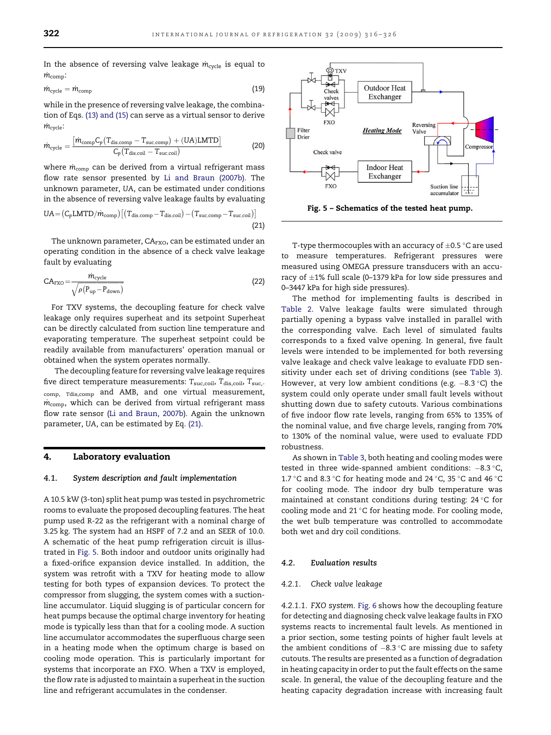In the absence of reversing valve leakage $\dot{m}_{cycle}$ is equal to $\dot{m}_{comp}$:

$$\dot{m}_{cycle} = \dot{m}_{comp} \tag{19}$$

while in the presence of reversing valve leakage, the combination of Eqs. (13) and (15) can serve as a virtual sensor to derive $\dot{m}_{cycle}$:

$$\dot{m}_{cycle} = \frac{\left[\dot{m}_{comp}C_p\left(T_{dis,comp} - T_{suc,comp}\right) + (UA)LMTD\right]}{C_p\left(T_{dis,coil} - T_{suc,coil}\right)} \tag{20}$$

where $\dot{m}_{comp}$ can be derived from a virtual refrigerant mass flow rate sensor presented by Li and Braun (2007b). The unknown parameter, UA, can be estimated under conditions in the absence of reversing valve leakage faults by evaluating

$$UA = \left(C_p LMTD/\dot{m}_{comp}\right)\left[\left(T_{dis,comp} - T_{dis,coil}\right) - \left(T_{suc,comp} - T_{suc,coil}\right)\right] \tag{21}$$

The unknown parameter, $CA_{FXO}$, can be estimated under an operating condition in the absence of a check valve leakage fault by evaluating

$$CA_{FXO} = \frac{\dot{m}_{cycle}}{\sqrt{\rho\left(P_{up} - P_{down}\right)}} \tag{22}$$

For TXV systems, the decoupling feature for check valve leakage only requires superheat and its setpoint Superheat can be directly calculated from suction line temperature and evaporating temperature. The superheat setpoint could be readily available from manufacturers' operation manual or obtained when the system operates normally.

The decoupling feature for reversing valve leakage requires five direct temperature measurements: $T_{suc,coil}$, $T_{dis,coil}$, $T_{suc,comp}$, $T_{dis,comp}$ and AMB, and one virtual measurement, $\dot{m}_{comp}$, which can be derived from virtual refrigerant mass flow rate sensor (Li and Braun, 2007b). Again the unknown parameter, UA, can be estimated by Eq. (21).

## 4. Laboratory evaluation

### 4.1. System description and fault implementation

A 10.5 kW (3-ton) split heat pump was tested in psychrometric rooms to evaluate the proposed decoupling features. The heat pump used R-22 as the refrigerant with a nominal charge of 3.25 kg. The system had an HSPF of 7.2 and an SEER of 10.0. A schematic of the heat pump refrigeration circuit is illustrated in Fig. 5. Both indoor and outdoor units originally had a fixed-orifice expansion device installed. In addition, the system was retrofit with a TXV for heating mode to allow testing for both types of expansion devices. To protect the compressor from slugging, the system comes with a suction-line accumulator. Liquid slugging is of particular concern for heat pumps because the optimal charge inventory for heating mode is typically less than that for a cooling mode. A suction line accumulator accommodates the superfluous charge seen in a heating mode when the optimum charge is based on cooling mode operation. This is particularly important for systems that incorporate an FXO. When a TXV is employed, the flow rate is adjusted to maintain a superheat in the suction line and refrigerant accumulates in the condenser.

Fig. 5 – Schematics of the tested heat pump.

T-type thermocouples with an accuracy of ±0.5 °C are used to measure temperatures. Refrigerant pressures were measured using OMEGA pressure transducers with an accuracy of ±1% full scale (0–1379 kPa for low side pressures and 0–3447 kPa for high side pressures).

The method for implementing faults is described in Table 2. Valve leakage faults were simulated through partially opening a bypass valve installed in parallel with the corresponding valve. Each level of simulated faults corresponds to a fixed valve opening. In general, five fault levels were intended to be implemented for both reversing valve leakage and check valve leakage to evaluate FDD sensitivity under each set of driving conditions (see Table 3). However, at very low ambient conditions (e.g. −8.3 °C) the system could only operate under small fault levels without shutting down due to safety cutouts. Various combinations of five indoor flow rate levels, ranging from 65% to 135% of the nominal value, and five charge levels, ranging from 70% to 130% of the nominal value, were used to evaluate FDD robustness.

As shown in Table 3, both heating and cooling modes were tested in three wide-spanned ambient conditions: −8.3 °C, 1.7 °C and 8.3 °C for heating mode and 24 °C, 35 °C and 46 °C for cooling mode. The indoor dry bulb temperature was maintained at constant conditions during testing: 24 °C for cooling mode and 21 °C for heating mode. For cooling mode, the wet bulb temperature was controlled to accommodate both wet and dry coil conditions.

### 4.2. Evaluation results

#### 4.2.1. Check valve leakage

*4.2.1.1. FXO system.* Fig. 6 shows how the decoupling feature for detecting and diagnosing check valve leakage faults in FXO systems reacts to incremental fault levels. As mentioned in a prior section, some testing points of higher fault levels at the ambient conditions of −8.3 °C are missing due to safety cutouts. The results are presented as a function of degradation in heating capacity in order to put the fault effects on the same scale. In general, the value of the decoupling feature and the heating capacity degradation increase with increasing fault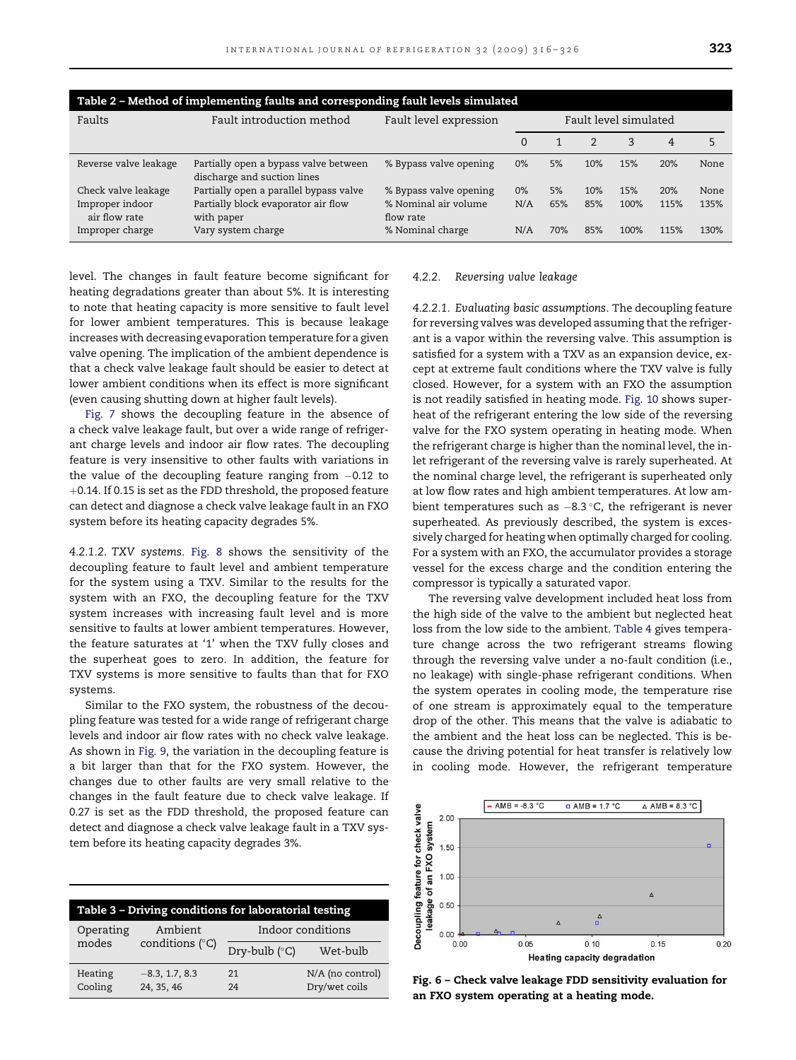**Table 2 – Method of implementing faults and corresponding fault levels simulated**

| Faults | Fault introduction method | Fault level expression | Fault level simulated | | | | | |
|---|---|---|---|---|---|---|---|---|
| | | | 0 | 1 | 2 | 3 | 4 | 5 |
| Reverse valve leakage | Partially open a bypass valve between discharge and suction lines | % Bypass valve opening | 0% | 5% | 10% | 15% | 20% | None |
| Check valve leakage | Partially open a parallel bypass valve | % Bypass valve opening | 0% | 5% | 10% | 15% | 20% | None |
| Improper indoor air flow rate | Partially block evaporator air flow with paper | % Nominal air volume flow rate | N/A | 65% | 85% | 100% | 115% | 135% |
| Improper charge | Vary system charge | % Nominal charge | N/A | 70% | 85% | 100% | 115% | 130% |

level. The changes in fault feature become significant for heating degradations greater than about 5%. It is interesting to note that heating capacity is more sensitive to fault level for lower ambient temperatures. This is because leakage increases with decreasing evaporation temperature for a given valve opening. The implication of the ambient dependence is that a check valve leakage fault should be easier to detect at lower ambient conditions when its effect is more significant (even causing shutting down at higher fault levels).

Fig. 7 shows the decoupling feature in the absence of a check valve leakage fault, but over a wide range of refrigerant charge levels and indoor air flow rates. The decoupling feature is very insensitive to other faults with variations in the value of the decoupling feature ranging from −0.12 to +0.14. If 0.15 is set as the FDD threshold, the proposed feature can detect and diagnose a check valve leakage fault in an FXO system before its heating capacity degrades 5%.

*4.2.1.2. TXV systems.* Fig. 8 shows the sensitivity of the decoupling feature to fault level and ambient temperature for the system using a TXV. Similar to the results for the system with an FXO, the decoupling feature for the TXV system increases with increasing fault level and is more sensitive to faults at lower ambient temperatures. However, the feature saturates at '1' when the TXV fully closes and the superheat goes to zero. In addition, the feature for TXV systems is more sensitive to faults than that for FXO systems.

Similar to the FXO system, the robustness of the decoupling feature was tested for a wide range of refrigerant charge levels and indoor air flow rates with no check valve leakage. As shown in Fig. 9, the variation in the decoupling feature is a bit larger than that for the FXO system. However, the changes due to other faults are very small relative to the changes in the fault feature due to check valve leakage. If 0.27 is set as the FDD threshold, the proposed feature can detect and diagnose a check valve leakage fault in a TXV system before its heating capacity degrades 3%.

**Table 3 – Driving conditions for laboratorial testing**

| Operating modes | Ambient conditions (°C) | Indoor conditions | |
|---|---|---|---|
| | | Dry-bulb (°C) | Wet-bulb |
| Heating | −8.3, 1.7, 8.3 | 21 | N/A (no control) |
| Cooling | 24, 35, 46 | 24 | Dry/wet coils |

#### 4.2.2. *Reversing valve leakage*

*4.2.2.1. Evaluating basic assumptions.* The decoupling feature for reversing valves was developed assuming that the refrigerant is a vapor within the reversing valve. This assumption is satisfied for a system with a TXV as an expansion device, except at extreme fault conditions where the TXV valve is fully closed. However, for a system with an FXO the assumption is not readily satisfied in heating mode. Fig. 10 shows superheat of the refrigerant entering the low side of the reversing valve for the FXO system operating in heating mode. When the refrigerant charge is higher than the nominal level, the inlet refrigerant of the reversing valve is rarely superheated. At the nominal charge level, the refrigerant is superheated only at low flow rates and high ambient temperatures. At low ambient temperatures such as −8.3 °C, the refrigerant is never superheated. As previously described, the system is excessively charged for heating when optimally charged for cooling. For a system with an FXO, the accumulator provides a storage vessel for the excess charge and the condition entering the compressor is typically a saturated vapor.

The reversing valve development included heat loss from the high side of the valve to the ambient but neglected heat loss from the low side to the ambient. Table 4 gives temperature change across the two refrigerant streams flowing through the reversing valve under a no-fault condition (i.e., no leakage) with single-phase refrigerant conditions. When the system operates in cooling mode, the temperature rise of one stream is approximately equal to the temperature drop of the other. This means that the valve is adiabatic to the ambient and the heat loss can be neglected. This is because the driving potential for heat transfer is relatively low in cooling mode. However, the refrigerant temperature

**Fig. 6 – Check valve leakage FDD sensitivity evaluation for an FXO system operating at a heating mode.**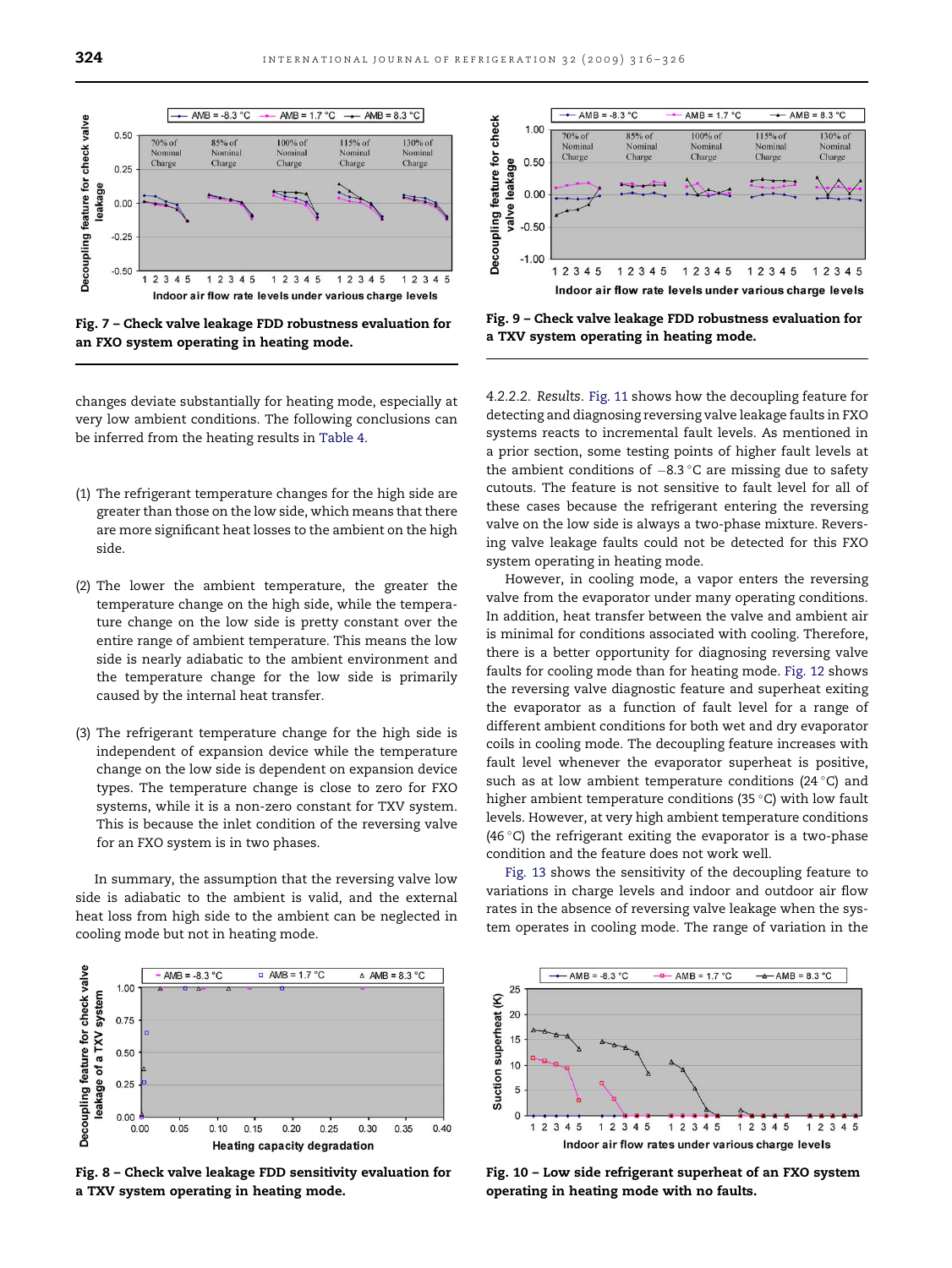Fig. 7 – Check valve leakage FDD robustness evaluation for an FXO system operating in heating mode.

changes deviate substantially for heating mode, especially at very low ambient conditions. The following conclusions can be inferred from the heating results in Table 4.

(1) The refrigerant temperature changes for the high side are greater than those on the low side, which means that there are more significant heat losses to the ambient on the high side.

(2) The lower the ambient temperature, the greater the temperature change on the high side, while the temperature change on the low side is pretty constant over the entire range of ambient temperature. This means the low side is nearly adiabatic to the ambient environment and the temperature change for the low side is primarily caused by the internal heat transfer.

(3) The refrigerant temperature change for the high side is independent of expansion device while the temperature change on the low side is dependent on expansion device types. The temperature change is close to zero for FXO systems, while it is a non-zero constant for TXV system. This is because the inlet condition of the reversing valve for an FXO system is in two phases.

In summary, the assumption that the reversing valve low side is adiabatic to the ambient is valid, and the external heat loss from high side to the ambient can be neglected in cooling mode but not in heating mode.

Fig. 8 – Check valve leakage FDD sensitivity evaluation for a TXV system operating in heating mode.

Fig. 9 – Check valve leakage FDD robustness evaluation for a TXV system operating in heating mode.

4.2.2.2. *Results*. Fig. 11 shows how the decoupling feature for detecting and diagnosing reversing valve leakage faults in FXO systems reacts to incremental fault levels. As mentioned in a prior section, some testing points of higher fault levels at the ambient conditions of −8.3 °C are missing due to safety cutouts. The feature is not sensitive to fault level for all of these cases because the refrigerant entering the reversing valve on the low side is always a two-phase mixture. Reversing valve leakage faults could not be detected for this FXO system operating in heating mode.

However, in cooling mode, a vapor enters the reversing valve from the evaporator under many operating conditions. In addition, heat transfer between the valve and ambient air is minimal for conditions associated with cooling. Therefore, there is a better opportunity for diagnosing reversing valve faults for cooling mode than for heating mode. Fig. 12 shows the reversing valve diagnostic feature and superheat exiting the evaporator as a function of fault level for a range of different ambient conditions for both wet and dry evaporator coils in cooling mode. The decoupling feature increases with fault level whenever the evaporator superheat is positive, such as at low ambient temperature conditions (24 °C) and higher ambient temperature conditions (35 °C) with low fault levels. However, at very high ambient temperature conditions (46 °C) the refrigerant exiting the evaporator is a two-phase condition and the feature does not work well.

Fig. 13 shows the sensitivity of the decoupling feature to variations in charge levels and indoor and outdoor air flow rates in the absence of reversing valve leakage when the system operates in cooling mode. The range of variation in the

Fig. 10 – Low side refrigerant superheat of an FXO system operating in heating mode with no faults.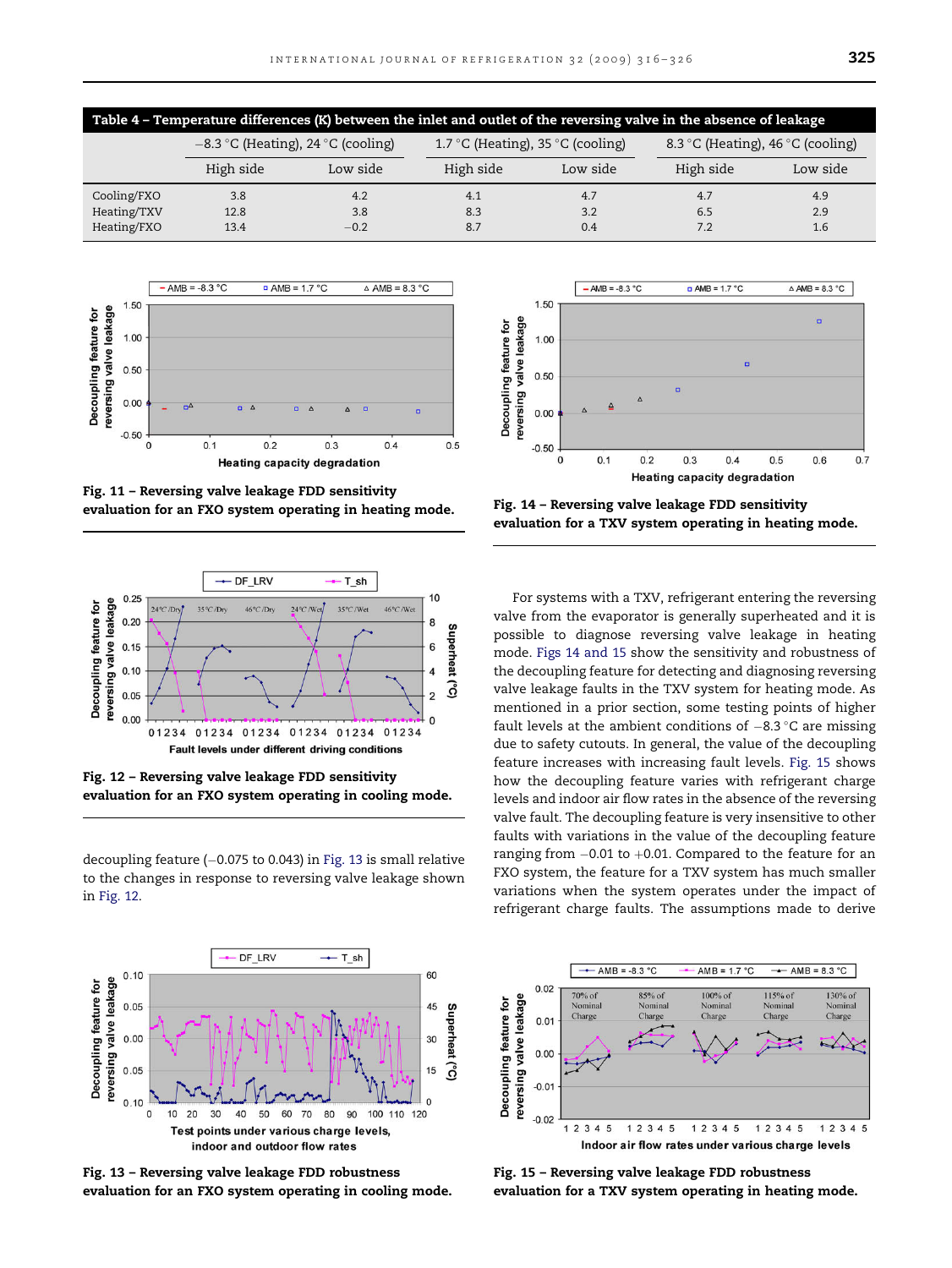**Table 4 – Temperature differences (K) between the inlet and outlet of the reversing valve in the absence of leakage**

| | −8.3 °C (Heating), 24 °C (cooling) | | 1.7 °C (Heating), 35 °C (cooling) | | 8.3 °C (Heating), 46 °C (cooling) | |
|---|---|---|---|---|---|---|
| | High side | Low side | High side | Low side | High side | Low side |
| Cooling/FXO | 3.8 | 4.2 | 4.1 | 4.7 | 4.7 | 4.9 |
| Heating/TXV | 12.8 | 3.8 | 8.3 | 3.2 | 6.5 | 2.9 |
| Heating/FXO | 13.4 | −0.2 | 8.7 | 0.4 | 7.2 | 1.6 |

**Fig. 11 – Reversing valve leakage FDD sensitivity evaluation for an FXO system operating in heating mode.**

**Fig. 12 – Reversing valve leakage FDD sensitivity evaluation for an FXO system operating in cooling mode.**

decoupling feature (−0.075 to 0.043) in Fig. 13 is small relative to the changes in response to reversing valve leakage shown in Fig. 12.

**Fig. 13 – Reversing valve leakage FDD robustness evaluation for an FXO system operating in cooling mode.**

**Fig. 14 – Reversing valve leakage FDD sensitivity evaluation for a TXV system operating in heating mode.**

For systems with a TXV, refrigerant entering the reversing valve from the evaporator is generally superheated and it is possible to diagnose reversing valve leakage in heating mode. Figs 14 and 15 show the sensitivity and robustness of the decoupling feature for detecting and diagnosing reversing valve leakage faults in the TXV system for heating mode. As mentioned in a prior section, some testing points of higher fault levels at the ambient conditions of −8.3 °C are missing due to safety cutouts. In general, the value of the decoupling feature increases with increasing fault levels. Fig. 15 shows how the decoupling feature varies with refrigerant charge levels and indoor air flow rates in the absence of the reversing valve fault. The decoupling feature is very insensitive to other faults with variations in the value of the decoupling feature ranging from −0.01 to +0.01. Compared to the feature for an FXO system, the feature for a TXV system has much smaller variations when the system operates under the impact of refrigerant charge faults. The assumptions made to derive

**Fig. 15 – Reversing valve leakage FDD robustness evaluation for a TXV system operating in heating mode.**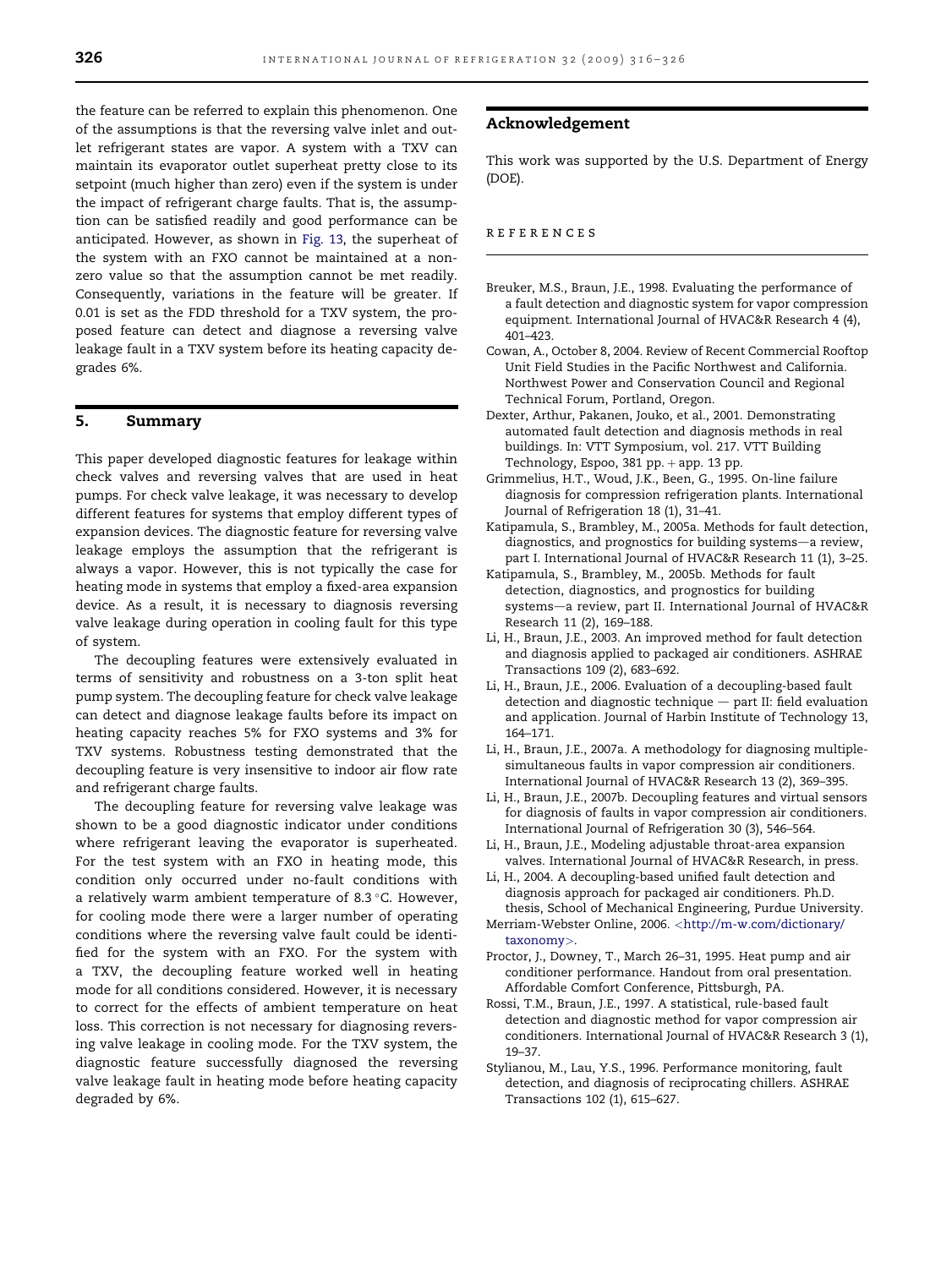the feature can be referred to explain this phenomenon. One of the assumptions is that the reversing valve inlet and outlet refrigerant states are vapor. A system with a TXV can maintain its evaporator outlet superheat pretty close to its setpoint (much higher than zero) even if the system is under the impact of refrigerant charge faults. That is, the assumption can be satisfied readily and good performance can be anticipated. However, as shown in Fig. 13, the superheat of the system with an FXO cannot be maintained at a nonzero value so that the assumption cannot be met readily. Consequently, variations in the feature will be greater. If 0.01 is set as the FDD threshold for a TXV system, the proposed feature can detect and diagnose a reversing valve leakage fault in a TXV system before its heating capacity degrades 6%.

## 5. Summary

This paper developed diagnostic features for leakage within check valves and reversing valves that are used in heat pumps. For check valve leakage, it was necessary to develop different features for systems that employ different types of expansion devices. The diagnostic feature for reversing valve leakage employs the assumption that the refrigerant is always a vapor. However, this is not typically the case for heating mode in systems that employ a fixed-area expansion device. As a result, it is necessary to diagnosis reversing valve leakage during operation in cooling fault for this type of system.

The decoupling features were extensively evaluated in terms of sensitivity and robustness on a 3-ton split heat pump system. The decoupling feature for check valve leakage can detect and diagnose leakage faults before its impact on heating capacity reaches 5% for FXO systems and 3% for TXV systems. Robustness testing demonstrated that the decoupling feature is very insensitive to indoor air flow rate and refrigerant charge faults.

The decoupling feature for reversing valve leakage was shown to be a good diagnostic indicator under conditions where refrigerant leaving the evaporator is superheated. For the test system with an FXO in heating mode, this condition only occurred under no-fault conditions with a relatively warm ambient temperature of 8.3 °C. However, for cooling mode there were a larger number of operating conditions where the reversing valve fault could be identified for the system with an FXO. For the system with a TXV, the decoupling feature worked well in heating mode for all conditions considered. However, it is necessary to correct for the effects of ambient temperature on heat loss. This correction is not necessary for diagnosing reversing valve leakage in cooling mode. For the TXV system, the diagnostic feature successfully diagnosed the reversing valve leakage fault in heating mode before heating capacity degraded by 6%.

## Acknowledgement

This work was supported by the U.S. Department of Energy (DOE).

## References

Breuker, M.S., Braun, J.E., 1998. Evaluating the performance of a fault detection and diagnostic system for vapor compression equipment. International Journal of HVAC&R Research 4 (4), 401–423.

Cowan, A., October 8, 2004. Review of Recent Commercial Rooftop Unit Field Studies in the Pacific Northwest and California. Northwest Power and Conservation Council and Regional Technical Forum, Portland, Oregon.

Dexter, Arthur, Pakanen, Jouko, et al., 2001. Demonstrating automated fault detection and diagnosis methods in real buildings. In: VTT Symposium, vol. 217. VTT Building Technology, Espoo, 381 pp. + app. 13 pp.

Grimmelius, H.T., Woud, J.K., Been, G., 1995. On-line failure diagnosis for compression refrigeration plants. International Journal of Refrigeration 18 (1), 31–41.

Katipamula, S., Brambley, M., 2005a. Methods for fault detection, diagnostics, and prognostics for building systems—a review, part I. International Journal of HVAC&R Research 11 (1), 3–25.

Katipamula, S., Brambley, M., 2005b. Methods for fault detection, diagnostics, and prognostics for building systems—a review, part II. International Journal of HVAC&R Research 11 (2), 169–188.

Li, H., Braun, J.E., 2003. An improved method for fault detection and diagnosis applied to packaged air conditioners. ASHRAE Transactions 109 (2), 683–692.

Li, H., Braun, J.E., 2006. Evaluation of a decoupling-based fault detection and diagnostic technique — part II: field evaluation and application. Journal of Harbin Institute of Technology 13, 164–171.

Li, H., Braun, J.E., 2007a. A methodology for diagnosing multiple-simultaneous faults in vapor compression air conditioners. International Journal of HVAC&R Research 13 (2), 369–395.

Li, H., Braun, J.E., 2007b. Decoupling features and virtual sensors for diagnosis of faults in vapor compression air conditioners. International Journal of Refrigeration 30 (3), 546–564.

Li, H., Braun, J.E., Modeling adjustable throat-area expansion valves. International Journal of HVAC&R Research, in press.

Li, H., 2004. A decoupling-based unified fault detection and diagnosis approach for packaged air conditioners. Ph.D. thesis, School of Mechanical Engineering, Purdue University.

Merriam-Webster Online, 2006. <http://m-w.com/dictionary/taxonomy>.

Proctor, J., Downey, T., March 26–31, 1995. Heat pump and air conditioner performance. Handout from oral presentation. Affordable Comfort Conference, Pittsburgh, PA.

Rossi, T.M., Braun, J.E., 1997. A statistical, rule-based fault detection and diagnostic method for vapor compression air conditioners. International Journal of HVAC&R Research 3 (1), 19–37.

Stylianou, M., Lau, Y.S., 1996. Performance monitoring, fault detection, and diagnosis of reciprocating chillers. ASHRAE Transactions 102 (1), 615–627.